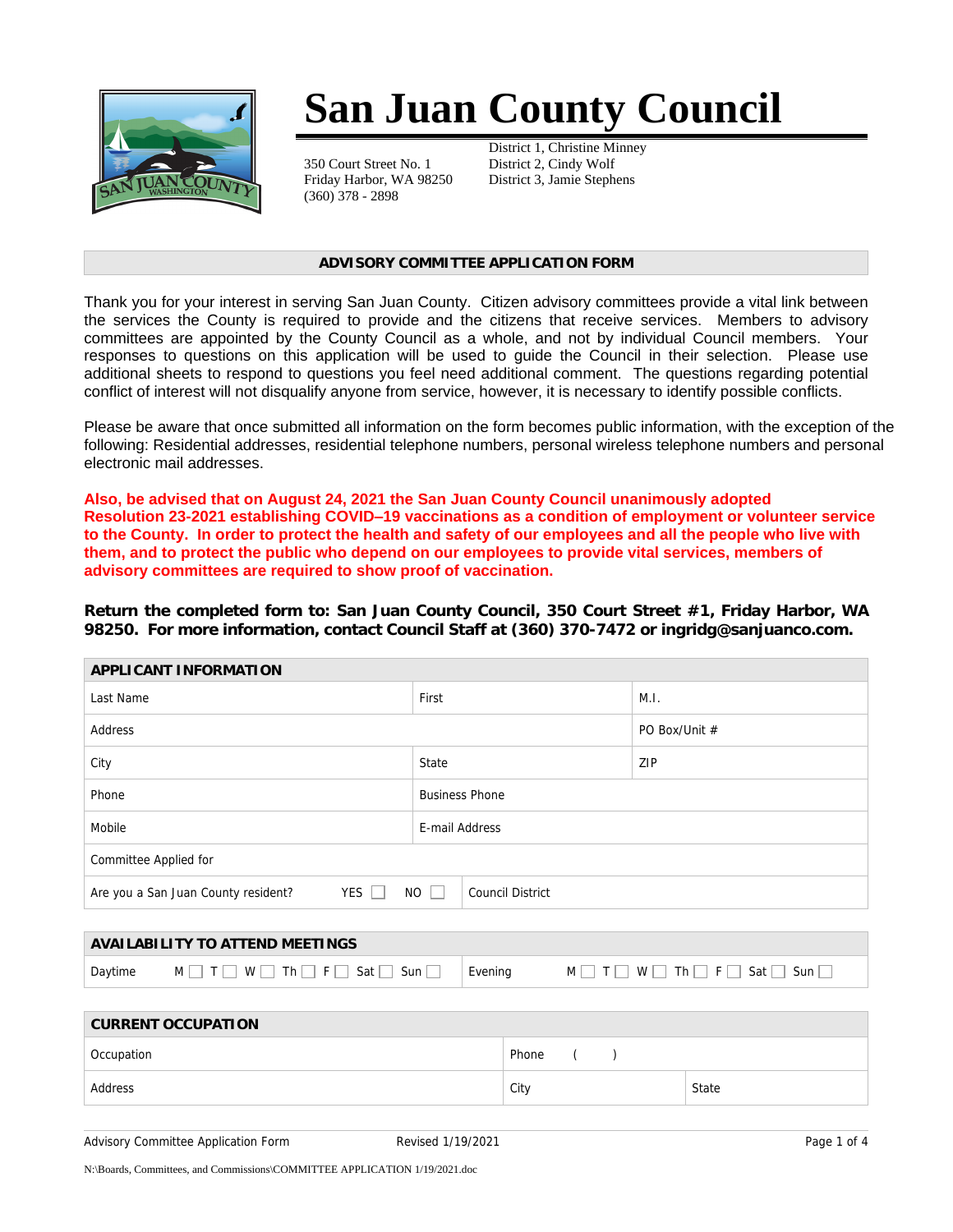# San Juan County Council

350 Court Street No. 1
Friday Harbor, WA 98250
(360) 378 - 2898

District 1, Christine Minney
District 2, Cindy Wolf
District 3, Jamie Stephens

## ADVISORY COMMITTEE APPLICATION FORM

Thank you for your interest in serving San Juan County. Citizen advisory committees provide a vital link between the services the County is required to provide and the citizens that receive services. Members to advisory committees are appointed by the County Council as a whole, and not by individual Council members. Your responses to questions on this application will be used to guide the Council in their selection. Please use additional sheets to respond to questions you feel need additional comment. The questions regarding potential conflict of interest will not disqualify anyone from service, however, it is necessary to identify possible conflicts.

Please be aware that once submitted all information on the form becomes public information, with the exception of the following: Residential addresses, residential telephone numbers, personal wireless telephone numbers and personal electronic mail addresses.

**Also, be advised that on August 24, 2021 the San Juan County Council unanimously adopted Resolution 23-2021 establishing COVID–19 vaccinations as a condition of employment or volunteer service to the County. In order to protect the health and safety of our employees and all the people who live with them, and to protect the public who depend on our employees to provide vital services, members of advisory committees are required to show proof of vaccination.**

**Return the completed form to: San Juan County Council, 350 Court Street #1, Friday Harbor, WA 98250. For more information, contact Council Staff at (360) 370-7472 or ingridg@sanjuanco.com.**

| APPLICANT INFORMATION | | |
|---|---|---|
| Last Name | First | M.I. |
| Address | | PO Box/Unit # |
| City | State | ZIP |
| Phone | Business Phone | |
| Mobile | E-mail Address | |
| Committee Applied for | | |
| Are you a San Juan County resident? YES ☐ NO ☐ | Council District | |

| AVAILABILITY TO ATTEND MEETINGS | |
|---|---|
| Daytime M ☐ T ☐ W ☐ Th ☐ F ☐ Sat ☐ Sun ☐ | Evening M ☐ T ☐ W ☐ Th ☐ F ☐ Sat ☐ Sun ☐ |

| CURRENT OCCUPATION | | |
|---|---|---|
| Occupation | Phone ( ) | |
| Address | City | State |

Advisory Committee Application Form Revised 1/19/2021

N:\Boards, Committees, and Commissions\COMMITTEE APPLICATION 1/19/2021.doc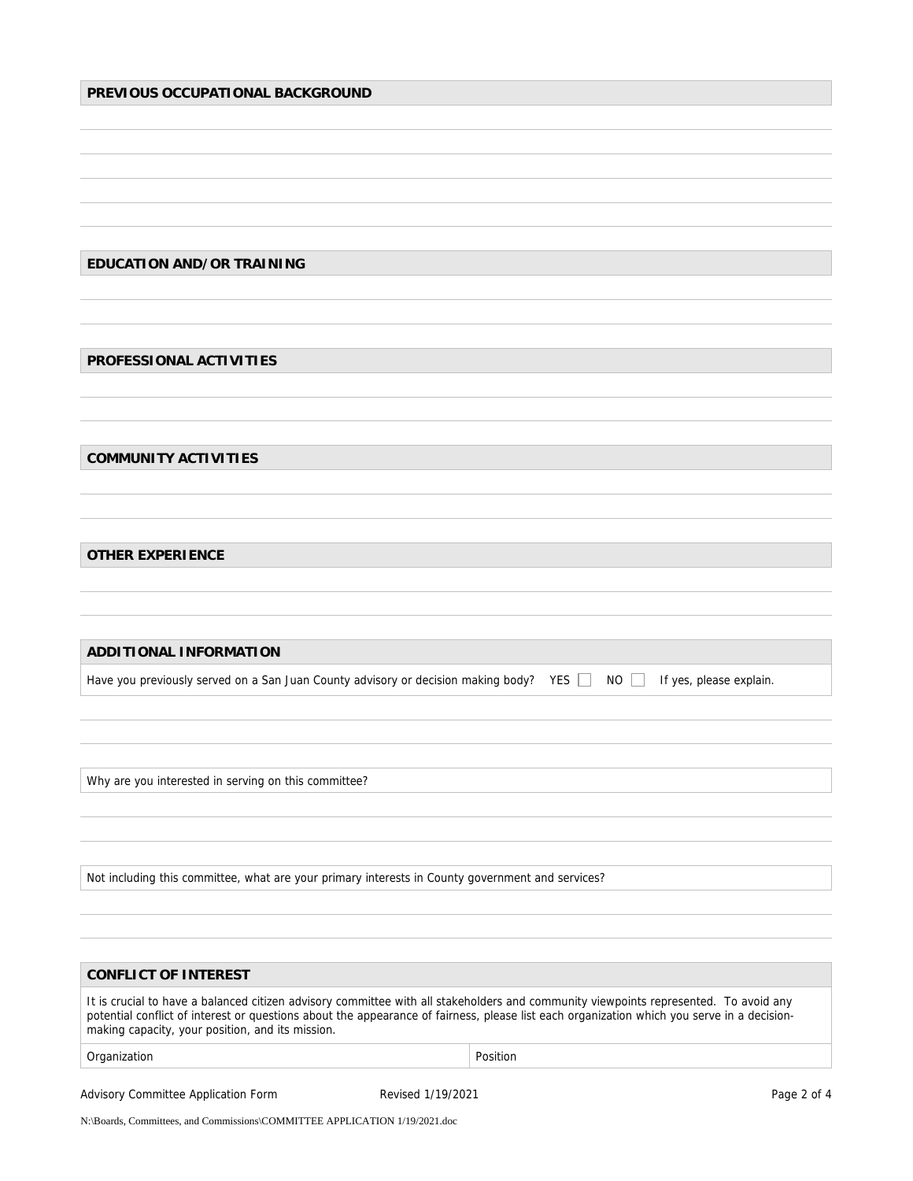## PREVIOUS OCCUPATIONAL BACKGROUND

## EDUCATION AND/OR TRAINING

## PROFESSIONAL ACTIVITIES

## COMMUNITY ACTIVITIES

## OTHER EXPERIENCE

## ADDITIONAL INFORMATION

Have you previously served on a San Juan County advisory or decision making body? YES ☐ NO ☐ If yes, please explain.

Why are you interested in serving on this committee?

Not including this committee, what are your primary interests in County government and services?

## CONFLICT OF INTEREST

It is crucial to have a balanced citizen advisory committee with all stakeholders and community viewpoints represented. To avoid any potential conflict of interest or questions about the appearance of fairness, please list each organization which you serve in a decision-making capacity, your position, and its mission.

| Organization | Position |
|---|---|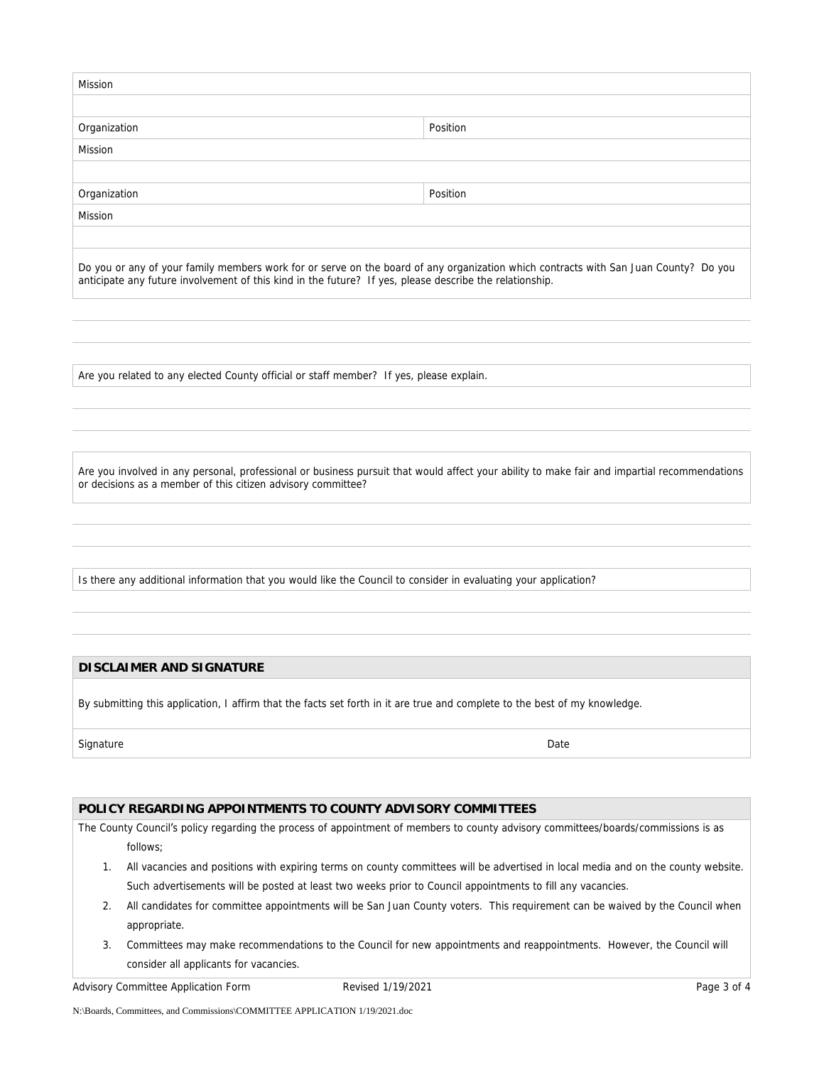| Mission | |
|---|---|
| | |
| Organization | Position |
| Mission | |
| | |
| Organization | Position |
| Mission | |
| | |

Do you or any of your family members work for or serve on the board of any organization which contracts with San Juan County? Do you anticipate any future involvement of this kind in the future? If yes, please describe the relationship.

Are you related to any elected County official or staff member? If yes, please explain.

Are you involved in any personal, professional or business pursuit that would affect your ability to make fair and impartial recommendations or decisions as a member of this citizen advisory committee?

Is there any additional information that you would like the Council to consider in evaluating your application?

## DISCLAIMER AND SIGNATURE

By submitting this application, I affirm that the facts set forth in it are true and complete to the best of my knowledge.

| Signature | Date |
|---|---|

## POLICY REGARDING APPOINTMENTS TO COUNTY ADVISORY COMMITTEES

The County Council's policy regarding the process of appointment of members to county advisory committees/boards/commissions is as follows;

1. All vacancies and positions with expiring terms on county committees will be advertised in local media and on the county website. Such advertisements will be posted at least two weeks prior to Council appointments to fill any vacancies.
2. All candidates for committee appointments will be San Juan County voters. This requirement can be waived by the Council when appropriate.
3. Committees may make recommendations to the Council for new appointments and reappointments. However, the Council will consider all applicants for vacancies.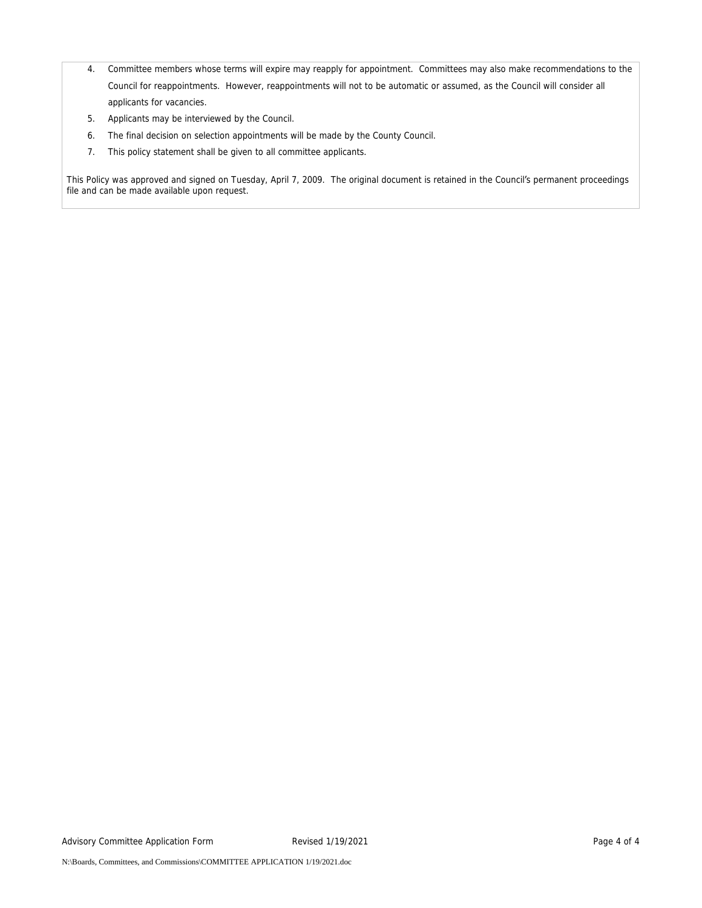4. Committee members whose terms will expire may reapply for appointment. Committees may also make recommendations to the Council for reappointments. However, reappointments will not to be automatic or assumed, as the Council will consider all applicants for vacancies.
5. Applicants may be interviewed by the Council.
6. The final decision on selection appointments will be made by the County Council.
7. This policy statement shall be given to all committee applicants.

This Policy was approved and signed on Tuesday, April 7, 2009. The original document is retained in the Council's permanent proceedings file and can be made available upon request.